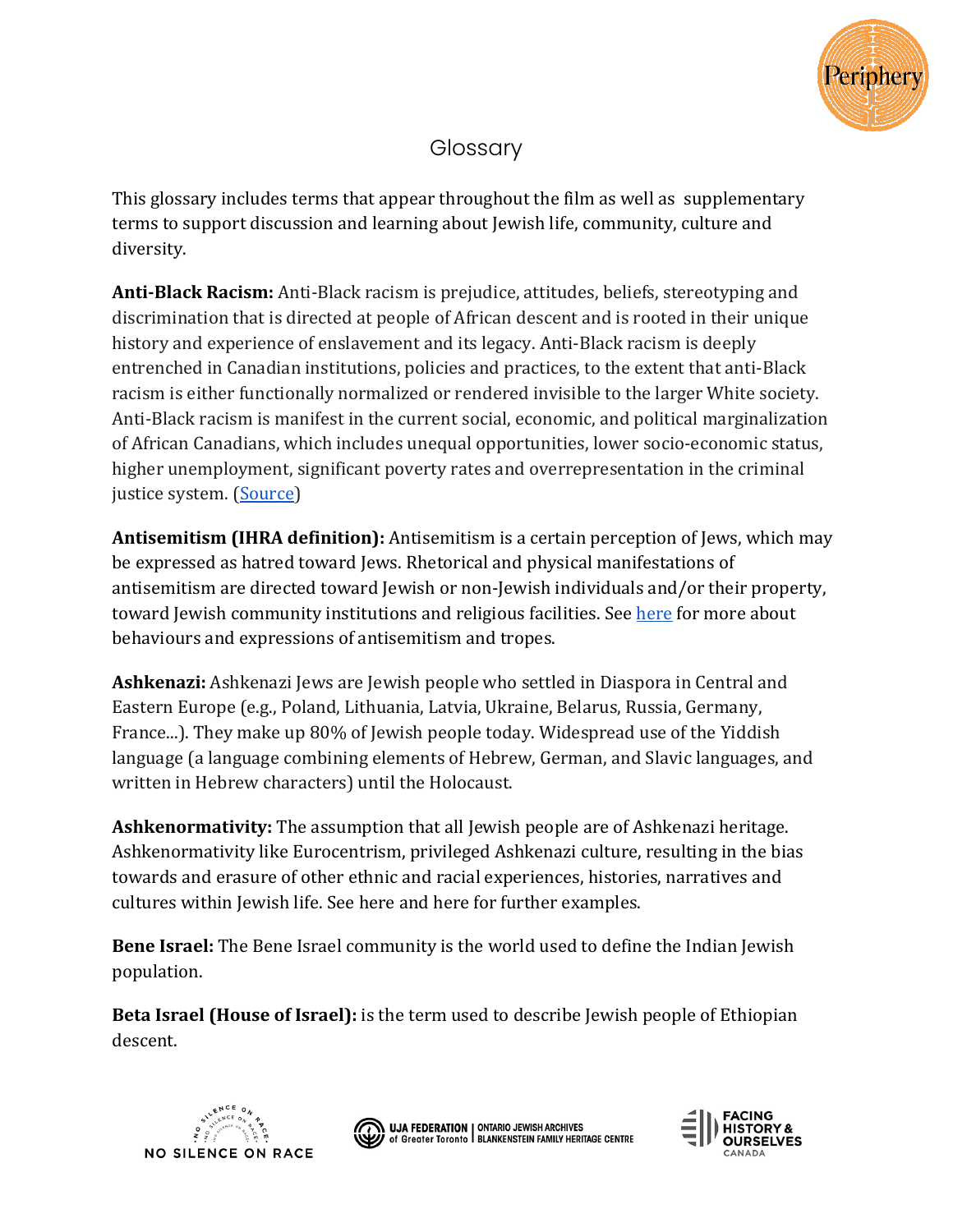# Glossary

This glossary includes terms that appear throughout the film as well as supplementary terms to support discussion and learning about Jewish life, community, culture and diversity.

**Anti-Black Racism:** Anti-Black racism is prejudice, attitudes, beliefs, stereotyping and discrimination that is directed at people of African descent and is rooted in their unique history and experience of enslavement and its legacy. Anti-Black racism is deeply entrenched in Canadian institutions, policies and practices, to the extent that anti-Black racism is either functionally normalized or rendered invisible to the larger White society. Anti-Black racism is manifest in the current social, economic, and political marginalization of African Canadians, which includes unequal opportunities, lower socio-economic status, higher unemployment, significant poverty rates and overrepresentation in the criminal justice system. (Source)

**Antisemitism (IHRA definition):** Antisemitism is a certain perception of Jews, which may be expressed as hatred toward Jews. Rhetorical and physical manifestations of antisemitism are directed toward Jewish or non-Jewish individuals and/or their property, toward Jewish community institutions and religious facilities. See here for more about behaviours and expressions of antisemitism and tropes.

**Ashkenazi:** Ashkenazi Jews are Jewish people who settled in Diaspora in Central and Eastern Europe (e.g., Poland, Lithuania, Latvia, Ukraine, Belarus, Russia, Germany, France...). They make up 80% of Jewish people today. Widespread use of the Yiddish language (a language combining elements of Hebrew, German, and Slavic languages, and written in Hebrew characters) until the Holocaust.

**Ashkenormativity:** The assumption that all Jewish people are of Ashkenazi heritage. Ashkenormativity like Eurocentrism, privileged Ashkenazi culture, resulting in the bias towards and erasure of other ethnic and racial experiences, histories, narratives and cultures within Jewish life. See here and here for further examples.

**Bene Israel:** The Bene Israel community is the world used to define the Indian Jewish population.

**Beta Israel (House of Israel):** is the term used to describe Jewish people of Ethiopian descent.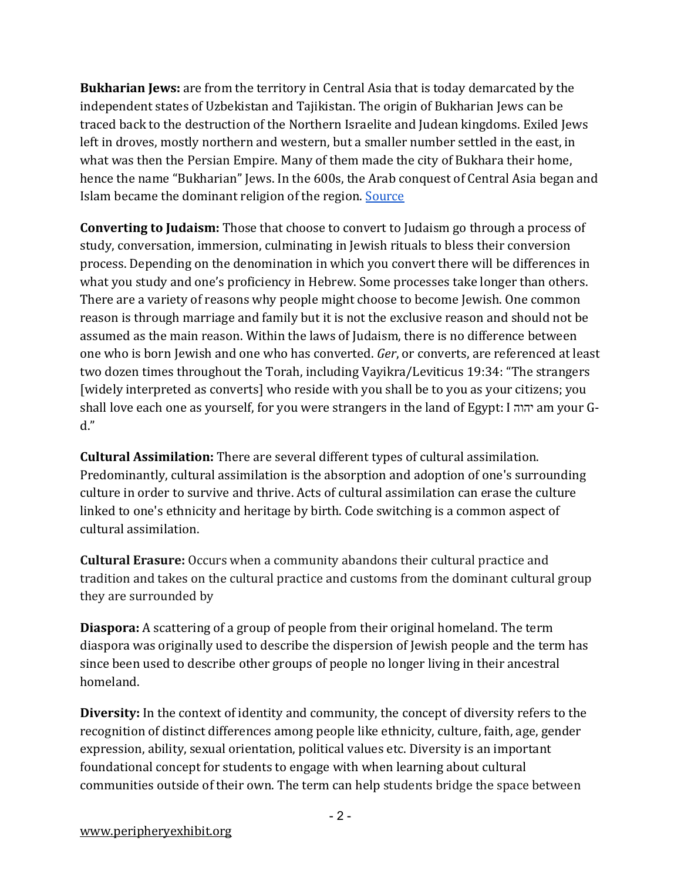**Bukharian Jews:** are from the territory in Central Asia that is today demarcated by the independent states of Uzbekistan and Tajikistan. The origin of Bukharian Jews can be traced back to the destruction of the Northern Israelite and Judean kingdoms. Exiled Jews left in droves, mostly northern and western, but a smaller number settled in the east, in what was then the Persian Empire. Many of them made the city of Bukhara their home, hence the name "Bukharian" Jews. In the 600s, the Arab conquest of Central Asia began and Islam became the dominant religion of the region. [Source]

**Converting to Judaism:** Those that choose to convert to Judaism go through a process of study, conversation, immersion, culminating in Jewish rituals to bless their conversion process. Depending on the denomination in which you convert there will be differences in what you study and one's proficiency in Hebrew. Some processes take longer than others. There are a variety of reasons why people might choose to become Jewish. One common reason is through marriage and family but it is not the exclusive reason and should not be assumed as the main reason. Within the laws of Judaism, there is no difference between one who is born Jewish and one who has converted. *Ger*, or converts, are referenced at least two dozen times throughout the Torah, including Vayikra/Leviticus 19:34: "The strangers [widely interpreted as converts] who reside with you shall be to you as your citizens; you shall love each one as yourself, for you were strangers in the land of Egypt: I יהוה am your G-d."

**Cultural Assimilation:** There are several different types of cultural assimilation. Predominantly, cultural assimilation is the absorption and adoption of one's surrounding culture in order to survive and thrive. Acts of cultural assimilation can erase the culture linked to one's ethnicity and heritage by birth. Code switching is a common aspect of cultural assimilation.

**Cultural Erasure:** Occurs when a community abandons their cultural practice and tradition and takes on the cultural practice and customs from the dominant cultural group they are surrounded by

**Diaspora:** A scattering of a group of people from their original homeland. The term diaspora was originally used to describe the dispersion of Jewish people and the term has since been used to describe other groups of people no longer living in their ancestral homeland.

**Diversity:** In the context of identity and community, the concept of diversity refers to the recognition of distinct differences among people like ethnicity, culture, faith, age, gender expression, ability, sexual orientation, political values etc. Diversity is an important foundational concept for students to engage with when learning about cultural communities outside of their own. The term can help students bridge the space between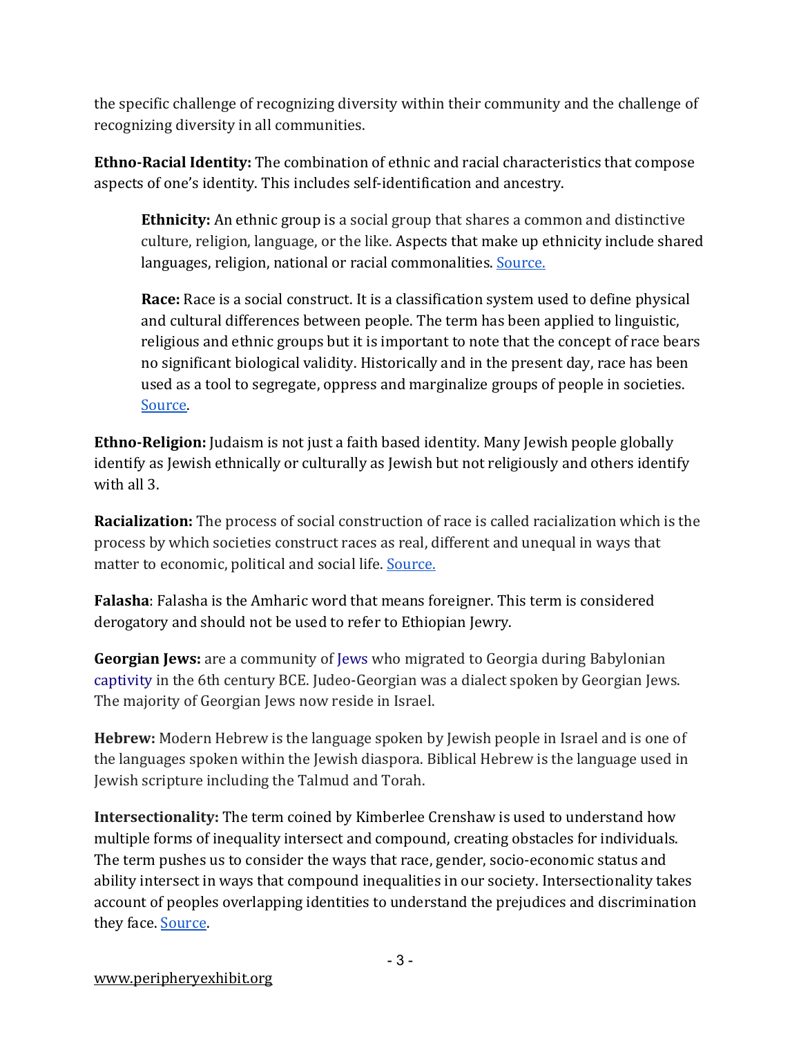the specific challenge of recognizing diversity within their community and the challenge of recognizing diversity in all communities.

**Ethno-Racial Identity:** The combination of ethnic and racial characteristics that compose aspects of one's identity. This includes self-identification and ancestry.

> **Ethnicity:** An ethnic group is a social group that shares a common and distinctive culture, religion, language, or the like. Aspects that make up ethnicity include shared languages, religion, national or racial commonalities. Source.
>
> **Race:** Race is a social construct. It is a classification system used to define physical and cultural differences between people. The term has been applied to linguistic, religious and ethnic groups but it is important to note that the concept of race bears no significant biological validity. Historically and in the present day, race has been used as a tool to segregate, oppress and marginalize groups of people in societies. Source.

**Ethno-Religion:** Judaism is not just a faith based identity. Many Jewish people globally identify as Jewish ethnically or culturally as Jewish but not religiously and others identify with all 3.

**Racialization:** The process of social construction of race is called racialization which is the process by which societies construct races as real, different and unequal in ways that matter to economic, political and social life. Source.

**Falasha**: Falasha is the Amharic word that means foreigner. This term is considered derogatory and should not be used to refer to Ethiopian Jewry.

**Georgian Jews:** are a community of Jews who migrated to Georgia during Babylonian captivity in the 6th century BCE. Judeo-Georgian was a dialect spoken by Georgian Jews. The majority of Georgian Jews now reside in Israel.

**Hebrew:** Modern Hebrew is the language spoken by Jewish people in Israel and is one of the languages spoken within the Jewish diaspora. Biblical Hebrew is the language used in Jewish scripture including the Talmud and Torah.

**Intersectionality:** The term coined by Kimberlee Crenshaw is used to understand how multiple forms of inequality intersect and compound, creating obstacles for individuals. The term pushes us to consider the ways that race, gender, socio-economic status and ability intersect in ways that compound inequalities in our society. Intersectionality takes account of peoples overlapping identities to understand the prejudices and discrimination they face. Source.

www.peripheryexhibit.org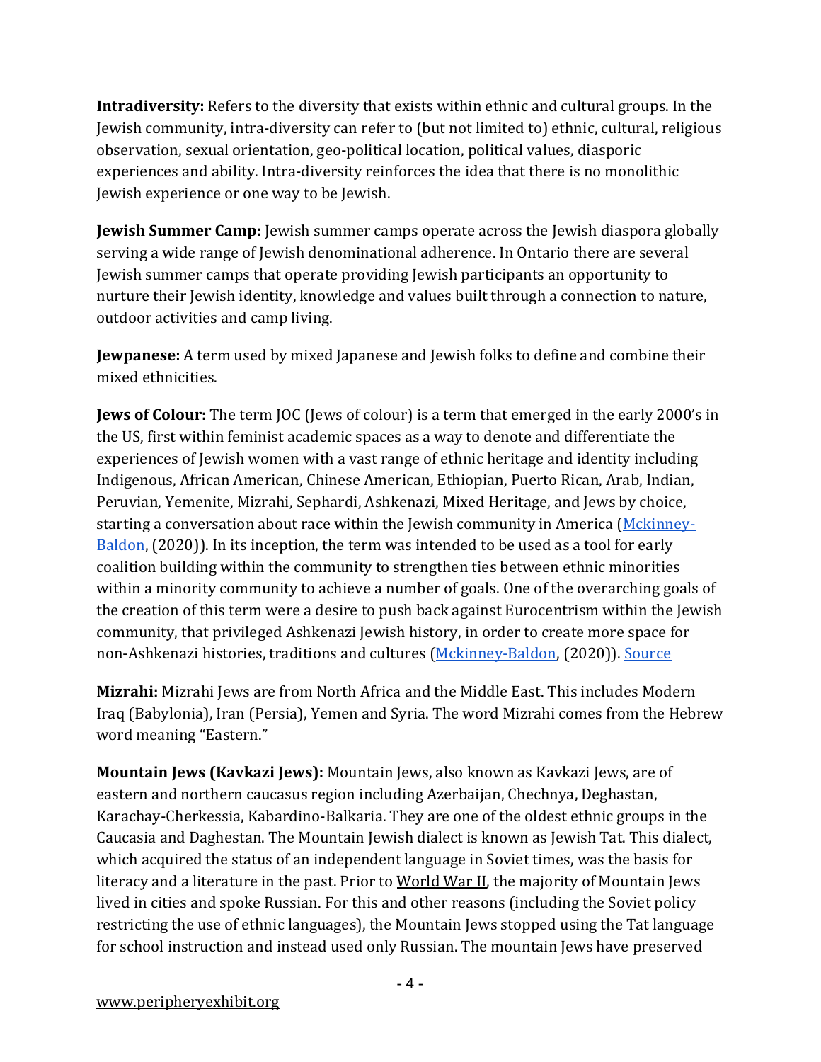**Intradiversity:** Refers to the diversity that exists within ethnic and cultural groups. In the Jewish community, intra-diversity can refer to (but not limited to) ethnic, cultural, religious observation, sexual orientation, geo-political location, political values, diasporic experiences and ability. Intra-diversity reinforces the idea that there is no monolithic Jewish experience or one way to be Jewish.

**Jewish Summer Camp:** Jewish summer camps operate across the Jewish diaspora globally serving a wide range of Jewish denominational adherence. In Ontario there are several Jewish summer camps that operate providing Jewish participants an opportunity to nurture their Jewish identity, knowledge and values built through a connection to nature, outdoor activities and camp living.

**Jewpanese:** A term used by mixed Japanese and Jewish folks to define and combine their mixed ethnicities.

**Jews of Colour:** The term JOC (Jews of colour) is a term that emerged in the early 2000's in the US, first within feminist academic spaces as a way to denote and differentiate the experiences of Jewish women with a vast range of ethnic heritage and identity including Indigenous, African American, Chinese American, Ethiopian, Puerto Rican, Arab, Indian, Peruvian, Yemenite, Mizrahi, Sephardi, Ashkenazi, Mixed Heritage, and Jews by choice, starting a conversation about race within the Jewish community in America (Mckinney-Baldon, (2020)). In its inception, the term was intended to be used as a tool for early coalition building within the community to strengthen ties between ethnic minorities within a minority community to achieve a number of goals. One of the overarching goals of the creation of this term were a desire to push back against Eurocentrism within the Jewish community, that privileged Ashkenazi Jewish history, in order to create more space for non-Ashkenazi histories, traditions and cultures (Mckinney-Baldon, (2020)). Source

**Mizrahi:** Mizrahi Jews are from North Africa and the Middle East. This includes Modern Iraq (Babylonia), Iran (Persia), Yemen and Syria. The word Mizrahi comes from the Hebrew word meaning "Eastern."

**Mountain Jews (Kavkazi Jews):** Mountain Jews, also known as Kavkazi Jews, are of eastern and northern caucasus region including Azerbaijan, Chechnya, Deghastan, Karachay-Cherkessia, Kabardino-Balkaria. They are one of the oldest ethnic groups in the Caucasia and Daghestan. The Mountain Jewish dialect is known as Jewish Tat. This dialect, which acquired the status of an independent language in Soviet times, was the basis for literacy and a literature in the past. Prior to World War II, the majority of Mountain Jews lived in cities and spoke Russian. For this and other reasons (including the Soviet policy restricting the use of ethnic languages), the Mountain Jews stopped using the Tat language for school instruction and instead used only Russian. The mountain Jews have preserved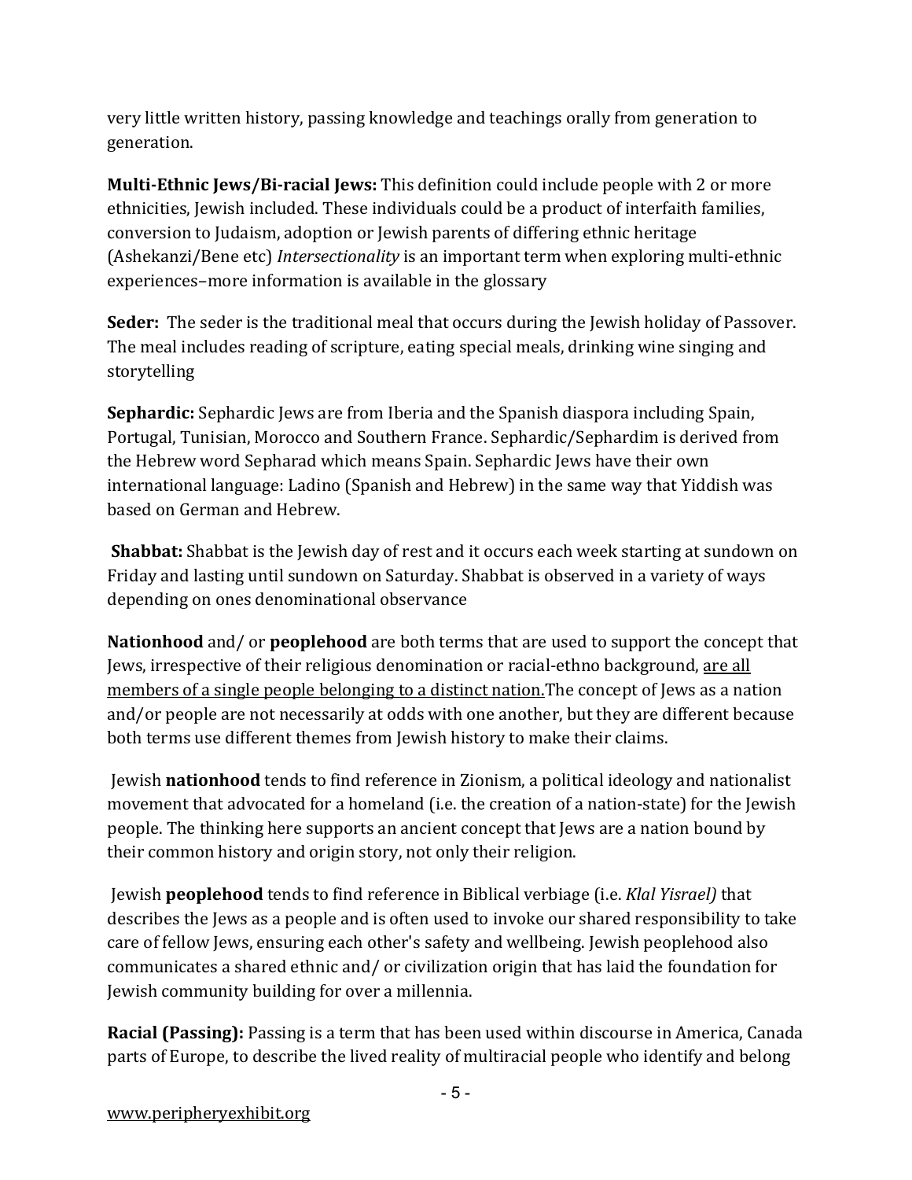very little written history, passing knowledge and teachings orally from generation to generation.

**Multi-Ethnic Jews/Bi-racial Jews:** This definition could include people with 2 or more ethnicities, Jewish included. These individuals could be a product of interfaith families, conversion to Judaism, adoption or Jewish parents of differing ethnic heritage (Ashekanzi/Bene etc) *Intersectionality* is an important term when exploring multi-ethnic experiences–more information is available in the glossary

**Seder:** The seder is the traditional meal that occurs during the Jewish holiday of Passover. The meal includes reading of scripture, eating special meals, drinking wine singing and storytelling

**Sephardic:** Sephardic Jews are from Iberia and the Spanish diaspora including Spain, Portugal, Tunisian, Morocco and Southern France. Sephardic/Sephardim is derived from the Hebrew word Sepharad which means Spain. Sephardic Jews have their own international language: Ladino (Spanish and Hebrew) in the same way that Yiddish was based on German and Hebrew.

**Shabbat:** Shabbat is the Jewish day of rest and it occurs each week starting at sundown on Friday and lasting until sundown on Saturday. Shabbat is observed in a variety of ways depending on ones denominational observance

**Nationhood** and/ or **peoplehood** are both terms that are used to support the concept that Jews, irrespective of their religious denomination or racial-ethno background, <u>are all members of a single people belonging to a distinct nation.</u>The concept of Jews as a nation and/or people are not necessarily at odds with one another, but they are different because both terms use different themes from Jewish history to make their claims.

Jewish **nationhood** tends to find reference in Zionism, a political ideology and nationalist movement that advocated for a homeland (i.e. the creation of a nation-state) for the Jewish people. The thinking here supports an ancient concept that Jews are a nation bound by their common history and origin story, not only their religion.

Jewish **peoplehood** tends to find reference in Biblical verbiage (i.e. *Klal Yisrael)* that describes the Jews as a people and is often used to invoke our shared responsibility to take care of fellow Jews, ensuring each other's safety and wellbeing. Jewish peoplehood also communicates a shared ethnic and/ or civilization origin that has laid the foundation for Jewish community building for over a millennia.

**Racial (Passing):** Passing is a term that has been used within discourse in America, Canada parts of Europe, to describe the lived reality of multiracial people who identify and belong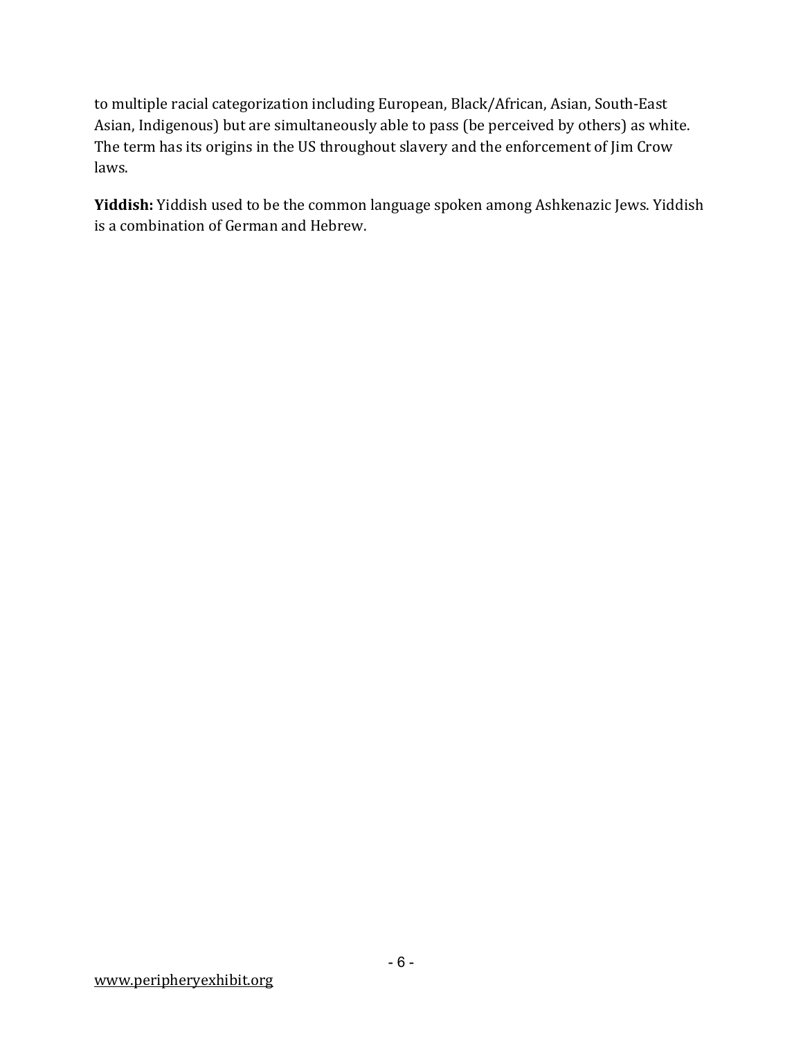to multiple racial categorization including European, Black/African, Asian, South-East Asian, Indigenous) but are simultaneously able to pass (be perceived by others) as white. The term has its origins in the US throughout slavery and the enforcement of Jim Crow laws.

**Yiddish:** Yiddish used to be the common language spoken among Ashkenazic Jews. Yiddish is a combination of German and Hebrew.